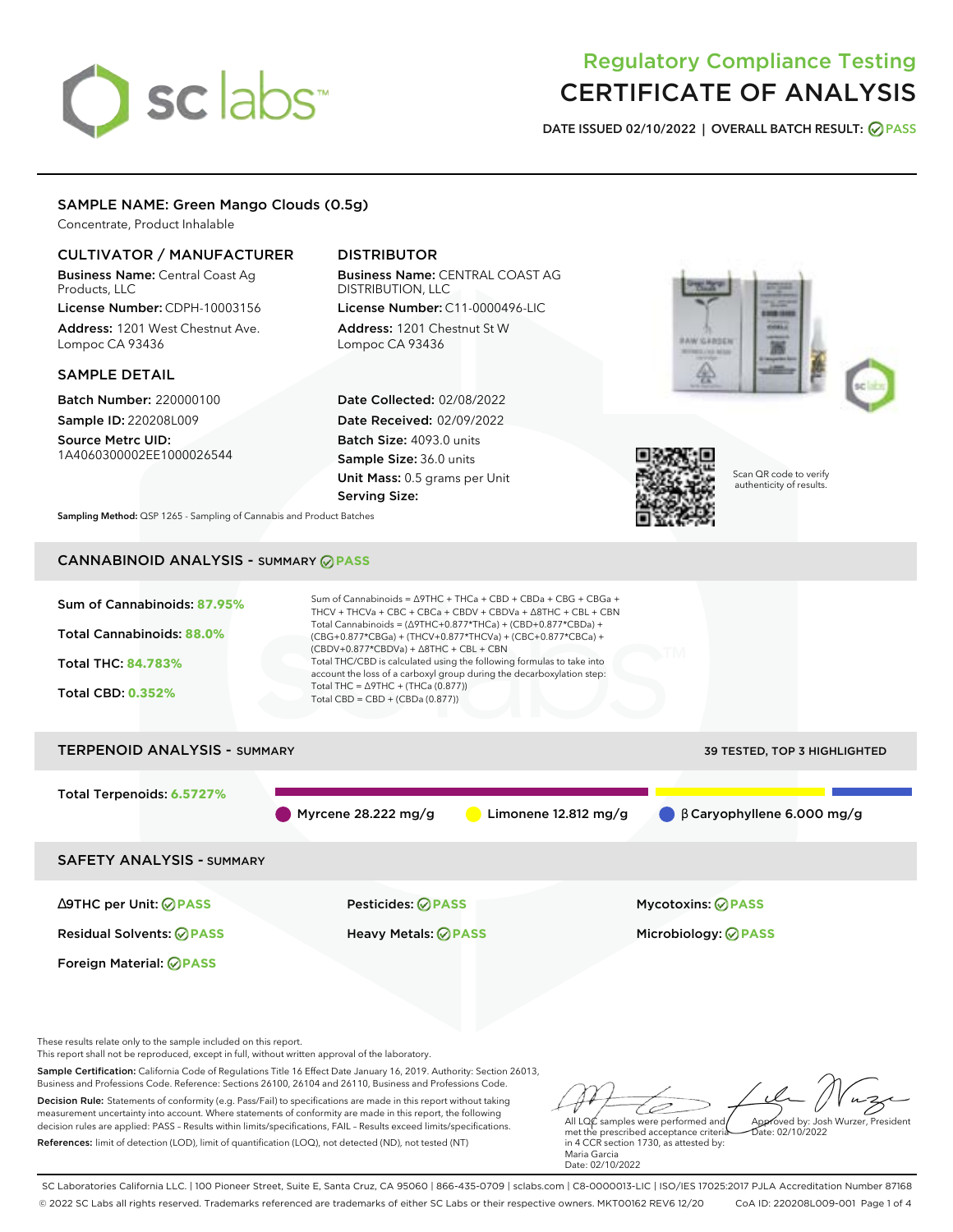# Regulatory Compliance Testing
# CERTIFICATE OF ANALYSIS

**DATE ISSUED 02/10/2022 | OVERALL BATCH RESULT: PASS**

## SAMPLE NAME: Green Mango Clouds (0.5g)

Concentrate, Product Inhalable

### CULTIVATOR / MANUFACTURER

**Business Name:** Central Coast Ag Products, LLC

**License Number:** CDPH-10003156

**Address:** 1201 West Chestnut Ave. Lompoc CA 93436

### DISTRIBUTOR

**Business Name:** CENTRAL COAST AG DISTRIBUTION, LLC

**License Number:** C11-0000496-LIC

**Address:** 1201 Chestnut St W Lompoc CA 93436

### SAMPLE DETAIL

**Batch Number:** 220000100

**Sample ID:** 220208L009

**Source Metrc UID:** 1A4060300002EE1000026544

**Date Collected:** 02/08/2022

**Date Received:** 02/09/2022

**Batch Size:** 4093.0 units

**Sample Size:** 36.0 units

**Unit Mass:** 0.5 grams per Unit

**Serving Size:**

Scan QR code to verify authenticity of results.

**Sampling Method:** QSP 1265 - Sampling of Cannabis and Product Batches

## CANNABINOID ANALYSIS - SUMMARY PASS

**Sum of Cannabinoids:** 87.95%

**Total Cannabinoids:** 88.0%

**Total THC:** 84.783%

**Total CBD:** 0.352%

Sum of Cannabinoids = Δ9THC + THCa + CBD + CBDa + CBG + CBGa + THCV + THCVa + CBC + CBCa + CBDV + CBDVa + Δ8THC + CBL + CBN

Total Cannabinoids = (Δ9THC+0.877*THCa) + (CBD+0.877*CBDa) + (CBG+0.877*CBGa) + (THCV+0.877*THCVa) + (CBC+0.877*CBCa) + (CBDV+0.877*CBDVa) + Δ8THC + CBL + CBN

Total THC/CBD is calculated using the following formulas to take into account the loss of a carboxyl group during the decarboxylation step:

Total THC = Δ9THC + (THCa (0.877))

Total CBD = CBD + (CBDa (0.877))

## TERPENOID ANALYSIS - SUMMARY

39 TESTED, TOP 3 HIGHLIGHTED

**Total Terpenoids:** 6.5727%

Myrcene 28.222 mg/g | Limonene 12.812 mg/g | β Caryophyllene 6.000 mg/g

## SAFETY ANALYSIS - SUMMARY

| | | |
|---|---|---|
| Δ9THC per Unit: PASS | Pesticides: PASS | Mycotoxins: PASS |
| Residual Solvents: PASS | Heavy Metals: PASS | Microbiology: PASS |
| Foreign Material: PASS | | |

These results relate only to the sample included on this report.

This report shall not be reproduced, except in full, without written approval of the laboratory.

**Sample Certification:** California Code of Regulations Title 16 Effect Date January 16, 2019. Authority: Section 26013, Business and Professions Code. Reference: Sections 26100, 26104 and 26110, Business and Professions Code.

**Decision Rule:** Statements of conformity (e.g. Pass/Fail) to specifications are made in this report without taking measurement uncertainty into account. Where statements of conformity are made in this report, the following decision rules are applied: PASS – Results within limits/specifications, FAIL – Results exceed limits/specifications.

**References:** limit of detection (LOD), limit of quantification (LOQ), not detected (ND), not tested (NT)

All LQC samples were performed and met the prescribed acceptance criteria in 4 CCR section 1730, as attested by: Maria Garcia
Date: 02/10/2022

Approved by: Josh Wurzer, President
Date: 02/10/2022

SC Laboratories California LLC. | 100 Pioneer Street, Suite E, Santa Cruz, CA 95060 | 866-435-0709 | sclabs.com | C8-0000013-LIC | ISO/IES 17025:2017 PJLA Accreditation Number 87168

© 2022 SC Labs all rights reserved. Trademarks referenced are trademarks of either SC Labs or their respective owners. MKT00162 REV6 12/20 CoA ID: 220208L009-001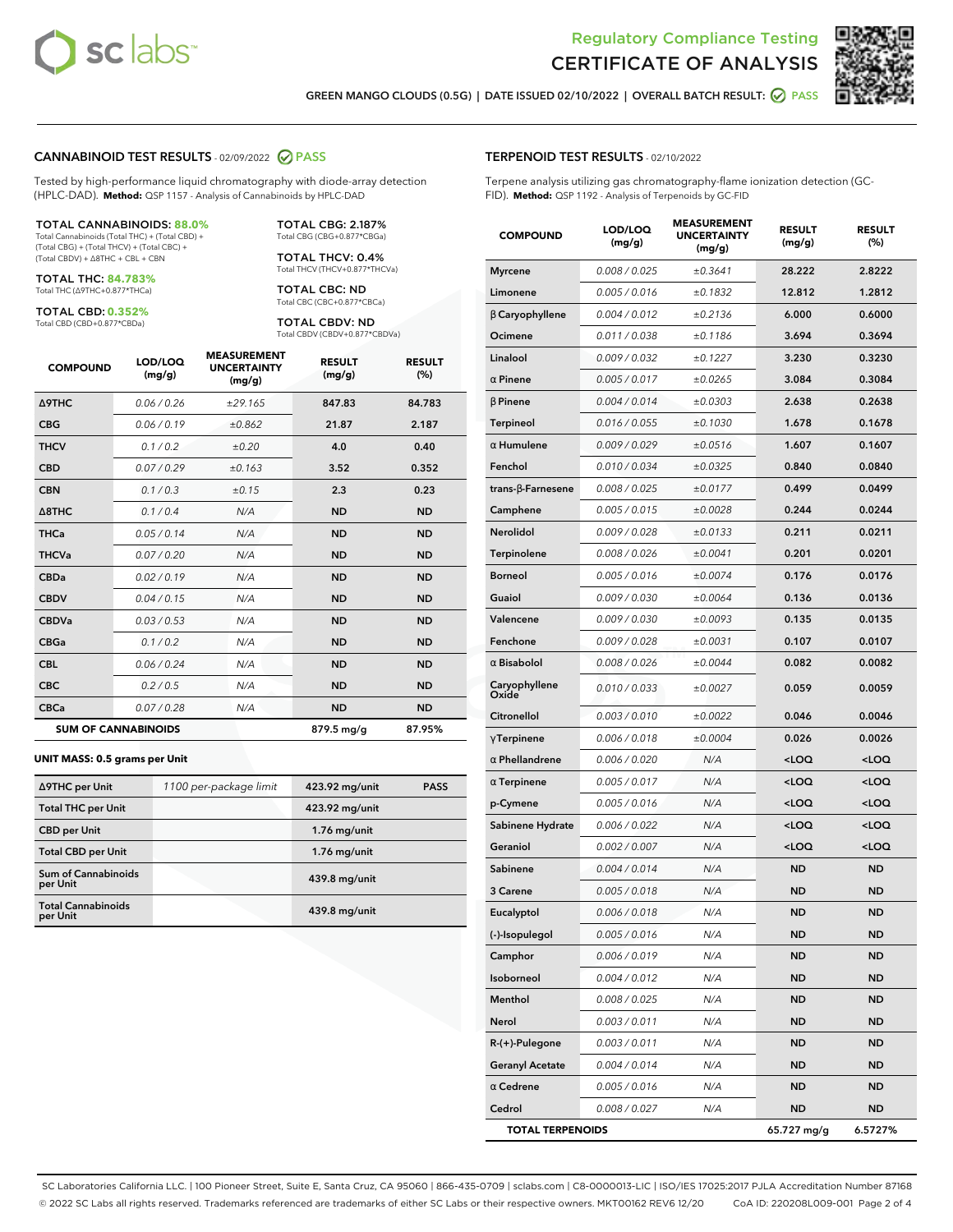Regulatory Compliance Testing

# CERTIFICATE OF ANALYSIS

GREEN MANGO CLOUDS (0.5G) | DATE ISSUED 02/10/2022 | OVERALL BATCH RESULT: PASS

## CANNABINOID TEST RESULTS - 02/09/2022 PASS

Tested by high-performance liquid chromatography with diode-array detection (HPLC-DAD). **Method:** QSP 1157 - Analysis of Cannabinoids by HPLC-DAD

**TOTAL CANNABINOIDS: 88.0%**
Total Cannabinoids (Total THC) + (Total CBD) + (Total CBG) + (Total THCV) + (Total CBC) + (Total CBDV) + Δ8THC + CBL + CBN

**TOTAL THC: 84.783%**
Total THC (Δ9THC+0.877*THCa)

**TOTAL CBD: 0.352%**
Total CBD (CBD+0.877*CBDa)

**TOTAL CBG: 2.187%**
Total CBG (CBG+0.877*CBGa)

**TOTAL THCV: 0.4%**
Total THCV (THCV+0.877*THCVa)

**TOTAL CBC: ND**
Total CBC (CBC+0.877*CBCa)

**TOTAL CBDV: ND**
Total CBDV (CBDV+0.877*CBDVa)

| COMPOUND | LOD/LOQ (mg/g) | MEASUREMENT UNCERTAINTY (mg/g) | RESULT (mg/g) | RESULT (%) |
|---|---|---|---|---|
| Δ9THC | 0.06 / 0.26 | ±29.165 | 847.83 | 84.783 |
| CBG | 0.06 / 0.19 | ±0.862 | 21.87 | 2.187 |
| THCV | 0.1 / 0.2 | ±0.20 | 4.0 | 0.40 |
| CBD | 0.07 / 0.29 | ±0.163 | 3.52 | 0.352 |
| CBN | 0.1 / 0.3 | ±0.15 | 2.3 | 0.23 |
| Δ8THC | 0.1 / 0.4 | N/A | ND | ND |
| THCa | 0.05 / 0.14 | N/A | ND | ND |
| THCVa | 0.07 / 0.20 | N/A | ND | ND |
| CBDa | 0.02 / 0.19 | N/A | ND | ND |
| CBDV | 0.04 / 0.15 | N/A | ND | ND |
| CBDVa | 0.03 / 0.53 | N/A | ND | ND |
| CBGa | 0.1 / 0.2 | N/A | ND | ND |
| CBL | 0.06 / 0.24 | N/A | ND | ND |
| CBC | 0.2 / 0.5 | N/A | ND | ND |
| CBCa | 0.07 / 0.28 | N/A | ND | ND |
| **SUM OF CANNABINOIDS** | | | 879.5 mg/g | 87.95% |

**UNIT MASS: 0.5 grams per Unit**

| | | | |
|---|---|---|---|
| Δ9THC per Unit | 1100 per-package limit | 423.92 mg/unit | PASS |
| Total THC per Unit | | 423.92 mg/unit | |
| CBD per Unit | | 1.76 mg/unit | |
| Total CBD per Unit | | 1.76 mg/unit | |
| Sum of Cannabinoids per Unit | | 439.8 mg/unit | |
| Total Cannabinoids per Unit | | 439.8 mg/unit | |

## TERPENOID TEST RESULTS - 02/10/2022

Terpene analysis utilizing gas chromatography-flame ionization detection (GC-FID). **Method:** QSP 1192 - Analysis of Terpenoids by GC-FID

| COMPOUND | LOD/LOQ (mg/g) | MEASUREMENT UNCERTAINTY (mg/g) | RESULT (mg/g) | RESULT (%) |
|---|---|---|---|---|
| Myrcene | 0.008 / 0.025 | ±0.3641 | 28.222 | 2.8222 |
| Limonene | 0.005 / 0.016 | ±0.1832 | 12.812 | 1.2812 |
| β Caryophyllene | 0.004 / 0.012 | ±0.2136 | 6.000 | 0.6000 |
| Ocimene | 0.011 / 0.038 | ±0.1186 | 3.694 | 0.3694 |
| Linalool | 0.009 / 0.032 | ±0.1227 | 3.230 | 0.3230 |
| α Pinene | 0.005 / 0.017 | ±0.0265 | 3.084 | 0.3084 |
| β Pinene | 0.004 / 0.014 | ±0.0303 | 2.638 | 0.2638 |
| Terpineol | 0.016 / 0.055 | ±0.1030 | 1.678 | 0.1678 |
| α Humulene | 0.009 / 0.029 | ±0.0516 | 1.607 | 0.1607 |
| Fenchol | 0.010 / 0.034 | ±0.0325 | 0.840 | 0.0840 |
| trans-β-Farnesene | 0.008 / 0.025 | ±0.0177 | 0.499 | 0.0499 |
| Camphene | 0.005 / 0.015 | ±0.0028 | 0.244 | 0.0244 |
| Nerolidol | 0.009 / 0.028 | ±0.0133 | 0.211 | 0.0211 |
| Terpinolene | 0.008 / 0.026 | ±0.0041 | 0.201 | 0.0201 |
| Borneol | 0.005 / 0.016 | ±0.0074 | 0.176 | 0.0176 |
| Guaiol | 0.009 / 0.030 | ±0.0064 | 0.136 | 0.0136 |
| Valencene | 0.009 / 0.030 | ±0.0093 | 0.135 | 0.0135 |
| Fenchone | 0.009 / 0.028 | ±0.0031 | 0.107 | 0.0107 |
| α Bisabolol | 0.008 / 0.026 | ±0.0044 | 0.082 | 0.0082 |
| Caryophyllene Oxide | 0.010 / 0.033 | ±0.0027 | 0.059 | 0.0059 |
| Citronellol | 0.003 / 0.010 | ±0.0022 | 0.046 | 0.0046 |
| γTerpinene | 0.006 / 0.018 | ±0.0004 | 0.026 | 0.0026 |
| α Phellandrene | 0.006 / 0.020 | N/A | <LOQ | <LOQ |
| α Terpinene | 0.005 / 0.017 | N/A | <LOQ | <LOQ |
| p-Cymene | 0.005 / 0.016 | N/A | <LOQ | <LOQ |
| Sabinene Hydrate | 0.006 / 0.022 | N/A | <LOQ | <LOQ |
| Geraniol | 0.002 / 0.007 | N/A | <LOQ | <LOQ |
| Sabinene | 0.004 / 0.014 | N/A | ND | ND |
| 3 Carene | 0.005 / 0.018 | N/A | ND | ND |
| Eucalyptol | 0.006 / 0.018 | N/A | ND | ND |
| (-)-Isopulegol | 0.005 / 0.016 | N/A | ND | ND |
| Camphor | 0.006 / 0.019 | N/A | ND | ND |
| Isoborneol | 0.004 / 0.012 | N/A | ND | ND |
| Menthol | 0.008 / 0.025 | N/A | ND | ND |
| Nerol | 0.003 / 0.011 | N/A | ND | ND |
| R-(+)-Pulegone | 0.003 / 0.011 | N/A | ND | ND |
| Geranyl Acetate | 0.004 / 0.014 | N/A | ND | ND |
| α Cedrene | 0.005 / 0.016 | N/A | ND | ND |
| Cedrol | 0.008 / 0.027 | N/A | ND | ND |
| **TOTAL TERPENOIDS** | | | 65.727 mg/g | 6.5727% |

SC Laboratories California LLC. | 100 Pioneer Street, Suite E, Santa Cruz, CA 95060 | 866-435-0709 | sclabs.com | C8-0000013-LIC | ISO/IES 17025:2017 PJLA Accreditation Number 87168
© 2022 SC Labs all rights reserved. Trademarks referenced are trademarks of either SC Labs or their respective owners. MKT00162 REV6 12/20 CoA ID: 220208L009-001